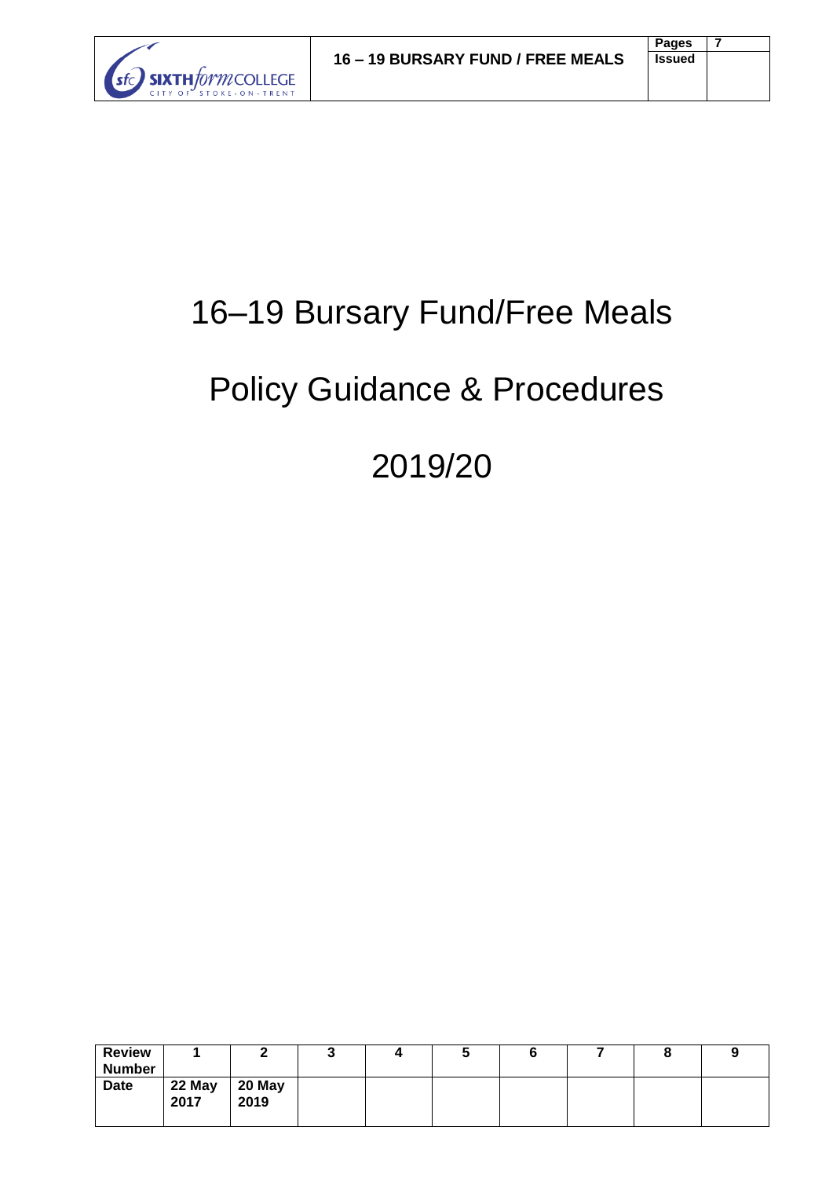# 16–19 Bursary Fund/Free Meals

# Policy Guidance & Procedures

# 2019/20

| **Review Number** | **1** | **2** | **3** | **4** | **5** | **6** | **7** | **8** | **9** |
|---|---|---|---|---|---|---|---|---|---|
| **Date** | **22 May 2017** | **20 May 2019** | | | | | | | |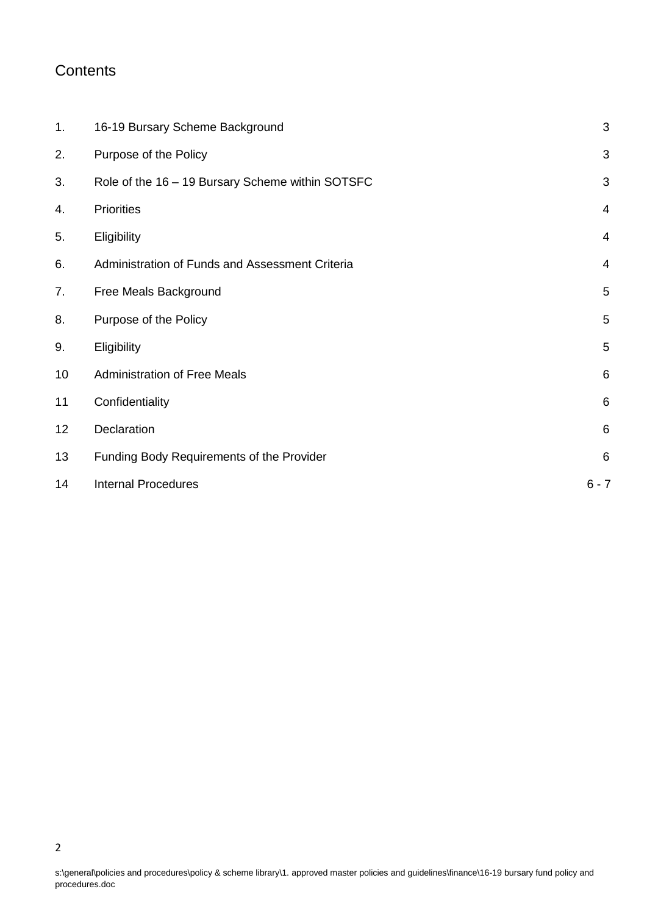# Contents

| | | |
|---|---|---|
| 1. | 16-19 Bursary Scheme Background | 3 |
| 2. | Purpose of the Policy | 3 |
| 3. | Role of the 16 – 19 Bursary Scheme within SOTSFC | 3 |
| 4. | Priorities | 4 |
| 5. | Eligibility | 4 |
| 6. | Administration of Funds and Assessment Criteria | 4 |
| 7. | Free Meals Background | 5 |
| 8. | Purpose of the Policy | 5 |
| 9. | Eligibility | 5 |
| 10 | Administration of Free Meals | 6 |
| 11 | Confidentiality | 6 |
| 12 | Declaration | 6 |
| 13 | Funding Body Requirements of the Provider | 6 |
| 14 | Internal Procedures | 6 - 7 |

s:\general\policies and procedures\policy & scheme library\1. approved master policies and guidelines\finance\16-19 bursary fund policy and procedures.doc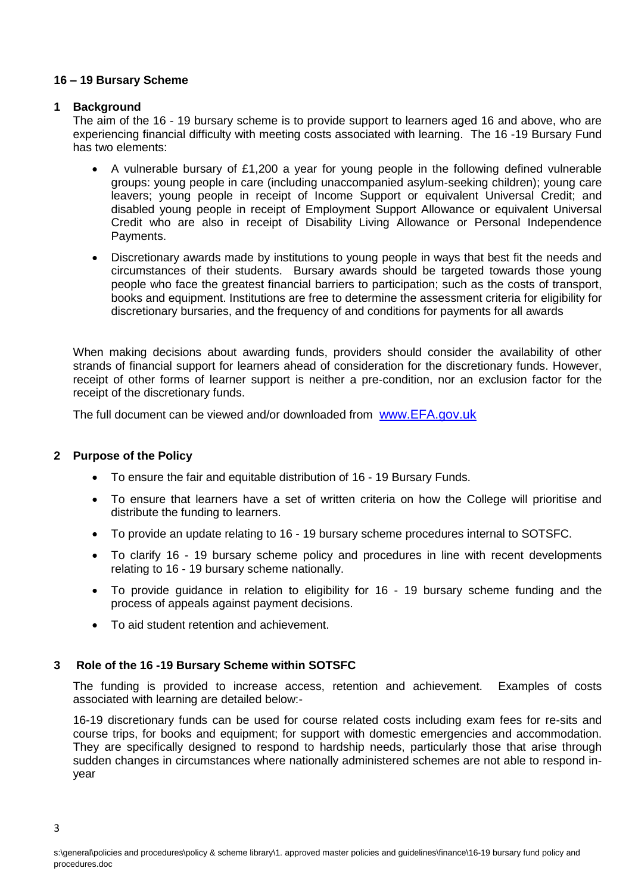## 16 – 19 Bursary Scheme

### 1 Background

The aim of the 16 - 19 bursary scheme is to provide support to learners aged 16 and above, who are experiencing financial difficulty with meeting costs associated with learning. The 16 -19 Bursary Fund has two elements:

- A vulnerable bursary of £1,200 a year for young people in the following defined vulnerable groups: young people in care (including unaccompanied asylum-seeking children); young care leavers; young people in receipt of Income Support or equivalent Universal Credit; and disabled young people in receipt of Employment Support Allowance or equivalent Universal Credit who are also in receipt of Disability Living Allowance or Personal Independence Payments.
- Discretionary awards made by institutions to young people in ways that best fit the needs and circumstances of their students. Bursary awards should be targeted towards those young people who face the greatest financial barriers to participation; such as the costs of transport, books and equipment. Institutions are free to determine the assessment criteria for eligibility for discretionary bursaries, and the frequency of and conditions for payments for all awards

When making decisions about awarding funds, providers should consider the availability of other strands of financial support for learners ahead of consideration for the discretionary funds. However, receipt of other forms of learner support is neither a pre-condition, nor an exclusion factor for the receipt of the discretionary funds.

The full document can be viewed and/or downloaded from [www.EFA.gov.uk](http://www.EFA.gov.uk)

### 2 Purpose of the Policy

- To ensure the fair and equitable distribution of 16 - 19 Bursary Funds.
- To ensure that learners have a set of written criteria on how the College will prioritise and distribute the funding to learners.
- To provide an update relating to 16 - 19 bursary scheme procedures internal to SOTSFC.
- To clarify 16 - 19 bursary scheme policy and procedures in line with recent developments relating to 16 - 19 bursary scheme nationally.
- To provide guidance in relation to eligibility for 16 - 19 bursary scheme funding and the process of appeals against payment decisions.
- To aid student retention and achievement.

### 3 Role of the 16 -19 Bursary Scheme within SOTSFC

The funding is provided to increase access, retention and achievement. Examples of costs associated with learning are detailed below:-

16-19 discretionary funds can be used for course related costs including exam fees for re-sits and course trips, for books and equipment; for support with domestic emergencies and accommodation. They are specifically designed to respond to hardship needs, particularly those that arise through sudden changes in circumstances where nationally administered schemes are not able to respond in-year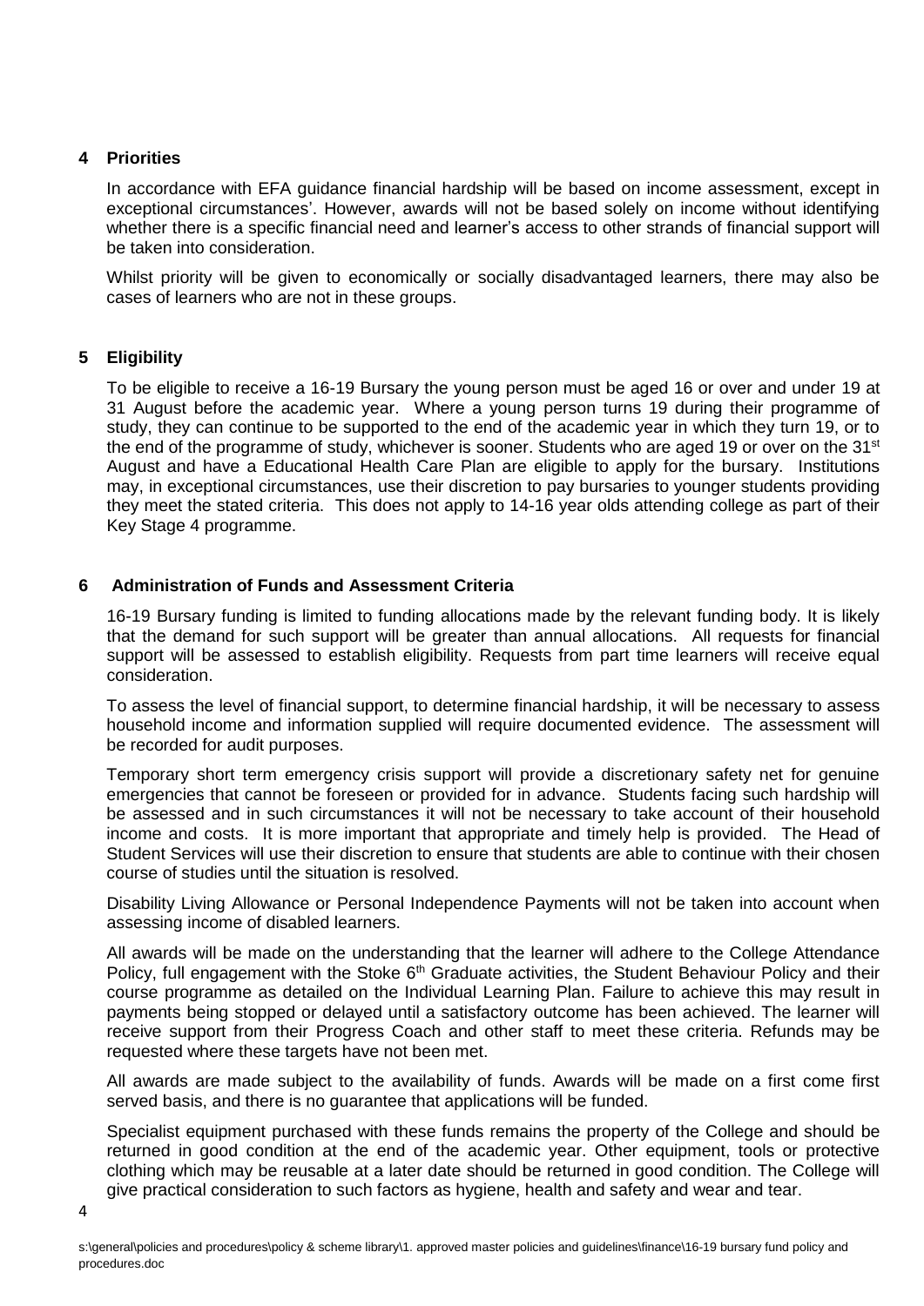## 4 Priorities

In accordance with EFA guidance financial hardship will be based on income assessment, except in exceptional circumstances'. However, awards will not be based solely on income without identifying whether there is a specific financial need and learner's access to other strands of financial support will be taken into consideration.

Whilst priority will be given to economically or socially disadvantaged learners, there may also be cases of learners who are not in these groups.

## 5 Eligibility

To be eligible to receive a 16-19 Bursary the young person must be aged 16 or over and under 19 at 31 August before the academic year. Where a young person turns 19 during their programme of study, they can continue to be supported to the end of the academic year in which they turn 19, or to the end of the programme of study, whichever is sooner. Students who are aged 19 or over on the 31st August and have a Educational Health Care Plan are eligible to apply for the bursary. Institutions may, in exceptional circumstances, use their discretion to pay bursaries to younger students providing they meet the stated criteria. This does not apply to 14-16 year olds attending college as part of their Key Stage 4 programme.

## 6 Administration of Funds and Assessment Criteria

16-19 Bursary funding is limited to funding allocations made by the relevant funding body. It is likely that the demand for such support will be greater than annual allocations. All requests for financial support will be assessed to establish eligibility. Requests from part time learners will receive equal consideration.

To assess the level of financial support, to determine financial hardship, it will be necessary to assess household income and information supplied will require documented evidence. The assessment will be recorded for audit purposes.

Temporary short term emergency crisis support will provide a discretionary safety net for genuine emergencies that cannot be foreseen or provided for in advance. Students facing such hardship will be assessed and in such circumstances it will not be necessary to take account of their household income and costs. It is more important that appropriate and timely help is provided. The Head of Student Services will use their discretion to ensure that students are able to continue with their chosen course of studies until the situation is resolved.

Disability Living Allowance or Personal Independence Payments will not be taken into account when assessing income of disabled learners.

All awards will be made on the understanding that the learner will adhere to the College Attendance Policy, full engagement with the Stoke 6th Graduate activities, the Student Behaviour Policy and their course programme as detailed on the Individual Learning Plan. Failure to achieve this may result in payments being stopped or delayed until a satisfactory outcome has been achieved. The learner will receive support from their Progress Coach and other staff to meet these criteria. Refunds may be requested where these targets have not been met.

All awards are made subject to the availability of funds. Awards will be made on a first come first served basis, and there is no guarantee that applications will be funded.

Specialist equipment purchased with these funds remains the property of the College and should be returned in good condition at the end of the academic year. Other equipment, tools or protective clothing which may be reusable at a later date should be returned in good condition. The College will give practical consideration to such factors as hygiene, health and safety and wear and tear.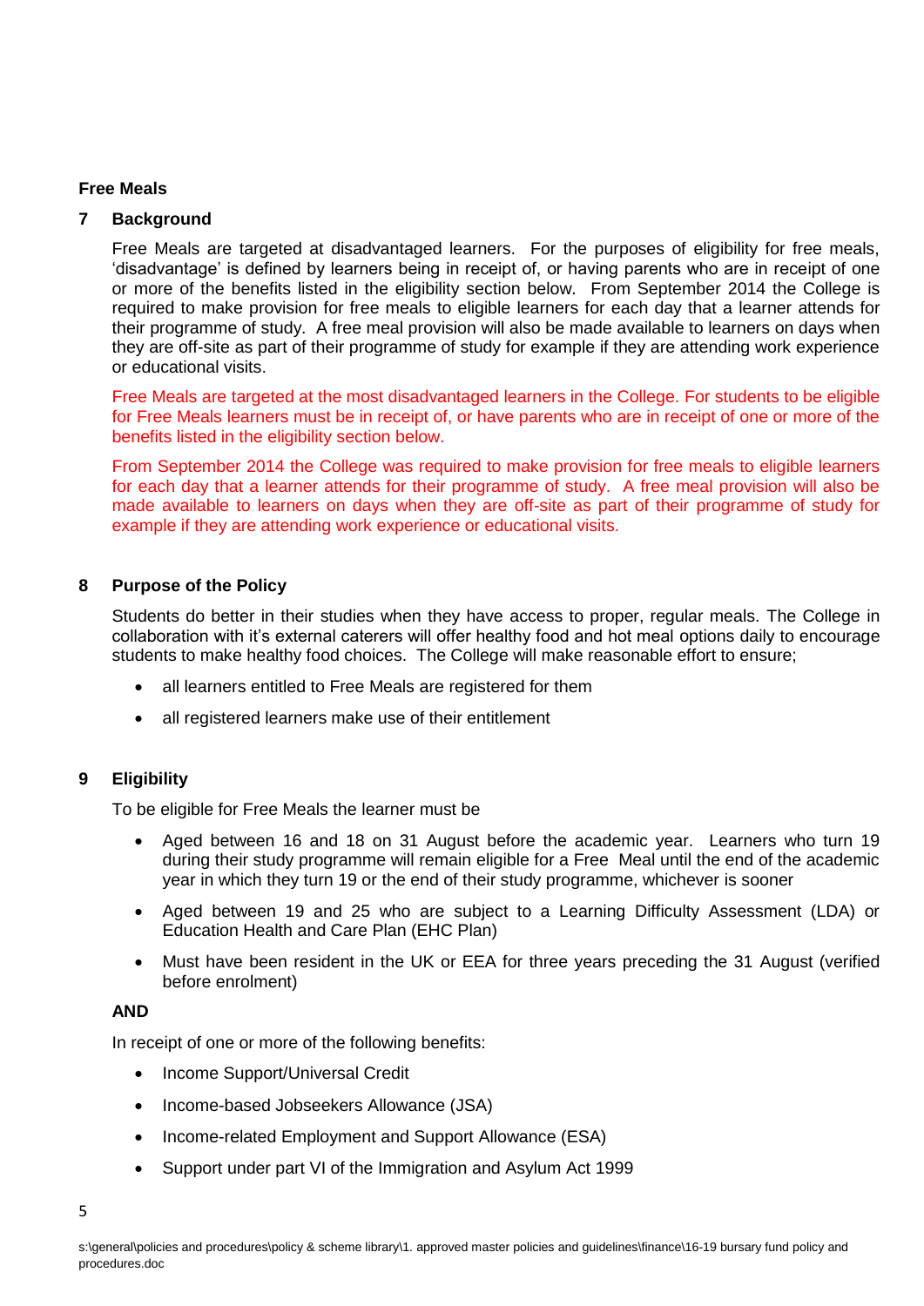## Free Meals

### 7 Background

Free Meals are targeted at disadvantaged learners. For the purposes of eligibility for free meals, 'disadvantage' is defined by learners being in receipt of, or having parents who are in receipt of one or more of the benefits listed in the eligibility section below. From September 2014 the College is required to make provision for free meals to eligible learners for each day that a learner attends for their programme of study. A free meal provision will also be made available to learners on days when they are off-site as part of their programme of study for example if they are attending work experience or educational visits.

Free Meals are targeted at the most disadvantaged learners in the College. For students to be eligible for Free Meals learners must be in receipt of, or have parents who are in receipt of one or more of the benefits listed in the eligibility section below.

From September 2014 the College was required to make provision for free meals to eligible learners for each day that a learner attends for their programme of study. A free meal provision will also be made available to learners on days when they are off-site as part of their programme of study for example if they are attending work experience or educational visits.

### 8 Purpose of the Policy

Students do better in their studies when they have access to proper, regular meals. The College in collaboration with it's external caterers will offer healthy food and hot meal options daily to encourage students to make healthy food choices. The College will make reasonable effort to ensure;

- all learners entitled to Free Meals are registered for them
- all registered learners make use of their entitlement

### 9 Eligibility

To be eligible for Free Meals the learner must be

- Aged between 16 and 18 on 31 August before the academic year. Learners who turn 19 during their study programme will remain eligible for a Free Meal until the end of the academic year in which they turn 19 or the end of their study programme, whichever is sooner
- Aged between 19 and 25 who are subject to a Learning Difficulty Assessment (LDA) or Education Health and Care Plan (EHC Plan)
- Must have been resident in the UK or EEA for three years preceding the 31 August (verified before enrolment)

**AND**

In receipt of one or more of the following benefits:

- Income Support/Universal Credit
- Income-based Jobseekers Allowance (JSA)
- Income-related Employment and Support Allowance (ESA)
- Support under part VI of the Immigration and Asylum Act 1999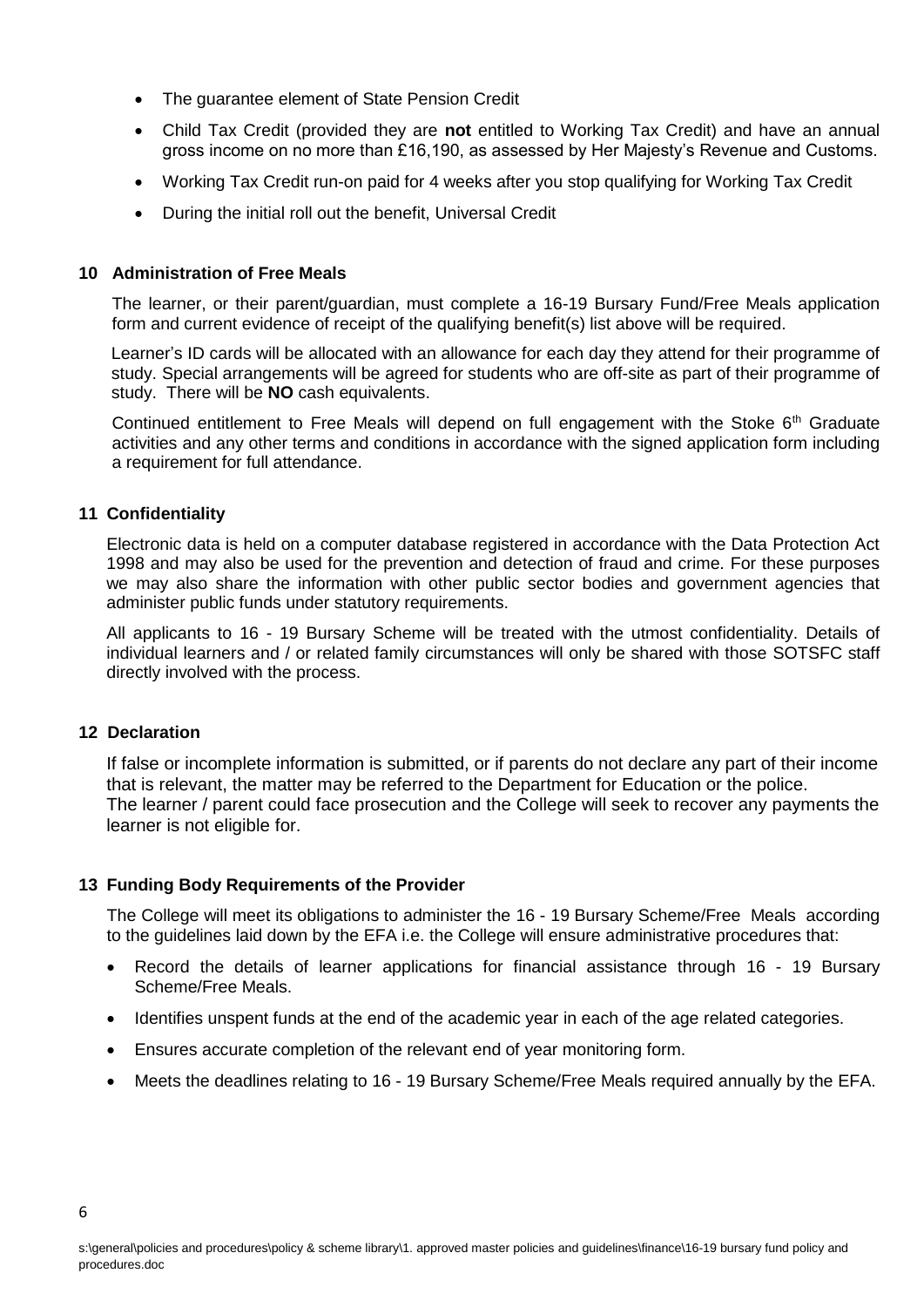- The guarantee element of State Pension Credit
- Child Tax Credit (provided they are **not** entitled to Working Tax Credit) and have an annual gross income on no more than £16,190, as assessed by Her Majesty's Revenue and Customs.
- Working Tax Credit run-on paid for 4 weeks after you stop qualifying for Working Tax Credit
- During the initial roll out the benefit, Universal Credit

## 10 Administration of Free Meals

The learner, or their parent/guardian, must complete a 16-19 Bursary Fund/Free Meals application form and current evidence of receipt of the qualifying benefit(s) list above will be required.

Learner's ID cards will be allocated with an allowance for each day they attend for their programme of study. Special arrangements will be agreed for students who are off-site as part of their programme of study. There will be **NO** cash equivalents.

Continued entitlement to Free Meals will depend on full engagement with the Stoke 6th Graduate activities and any other terms and conditions in accordance with the signed application form including a requirement for full attendance.

## 11 Confidentiality

Electronic data is held on a computer database registered in accordance with the Data Protection Act 1998 and may also be used for the prevention and detection of fraud and crime. For these purposes we may also share the information with other public sector bodies and government agencies that administer public funds under statutory requirements.

All applicants to 16 - 19 Bursary Scheme will be treated with the utmost confidentiality. Details of individual learners and / or related family circumstances will only be shared with those SOTSFC staff directly involved with the process.

## 12 Declaration

If false or incomplete information is submitted, or if parents do not declare any part of their income that is relevant, the matter may be referred to the Department for Education or the police.
The learner / parent could face prosecution and the College will seek to recover any payments the learner is not eligible for.

## 13 Funding Body Requirements of the Provider

The College will meet its obligations to administer the 16 - 19 Bursary Scheme/Free Meals according to the guidelines laid down by the EFA i.e. the College will ensure administrative procedures that:

- Record the details of learner applications for financial assistance through 16 - 19 Bursary Scheme/Free Meals.
- Identifies unspent funds at the end of the academic year in each of the age related categories.
- Ensures accurate completion of the relevant end of year monitoring form.
- Meets the deadlines relating to 16 - 19 Bursary Scheme/Free Meals required annually by the EFA.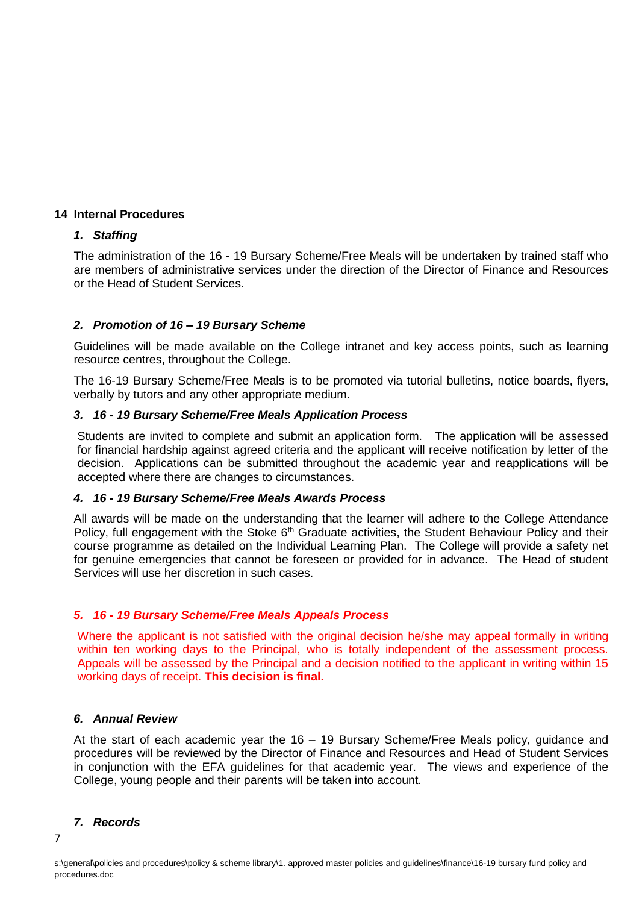## 14 Internal Procedures

### *1. Staffing*

The administration of the 16 - 19 Bursary Scheme/Free Meals will be undertaken by trained staff who are members of administrative services under the direction of the Director of Finance and Resources or the Head of Student Services.

### *2. Promotion of 16 – 19 Bursary Scheme*

Guidelines will be made available on the College intranet and key access points, such as learning resource centres, throughout the College.

The 16-19 Bursary Scheme/Free Meals is to be promoted via tutorial bulletins, notice boards, flyers, verbally by tutors and any other appropriate medium.

### *3. 16 - 19 Bursary Scheme/Free Meals Application Process*

Students are invited to complete and submit an application form. The application will be assessed for financial hardship against agreed criteria and the applicant will receive notification by letter of the decision. Applications can be submitted throughout the academic year and reapplications will be accepted where there are changes to circumstances.

### *4. 16 - 19 Bursary Scheme/Free Meals Awards Process*

All awards will be made on the understanding that the learner will adhere to the College Attendance Policy, full engagement with the Stoke 6th Graduate activities, the Student Behaviour Policy and their course programme as detailed on the Individual Learning Plan. The College will provide a safety net for genuine emergencies that cannot be foreseen or provided for in advance. The Head of student Services will use her discretion in such cases.

### *5. 16 - 19 Bursary Scheme/Free Meals Appeals Process*

Where the applicant is not satisfied with the original decision he/she may appeal formally in writing within ten working days to the Principal, who is totally independent of the assessment process. Appeals will be assessed by the Principal and a decision notified to the applicant in writing within 15 working days of receipt. **This decision is final.**

### *6. Annual Review*

At the start of each academic year the 16 – 19 Bursary Scheme/Free Meals policy, guidance and procedures will be reviewed by the Director of Finance and Resources and Head of Student Services in conjunction with the EFA guidelines for that academic year. The views and experience of the College, young people and their parents will be taken into account.

### *7. Records*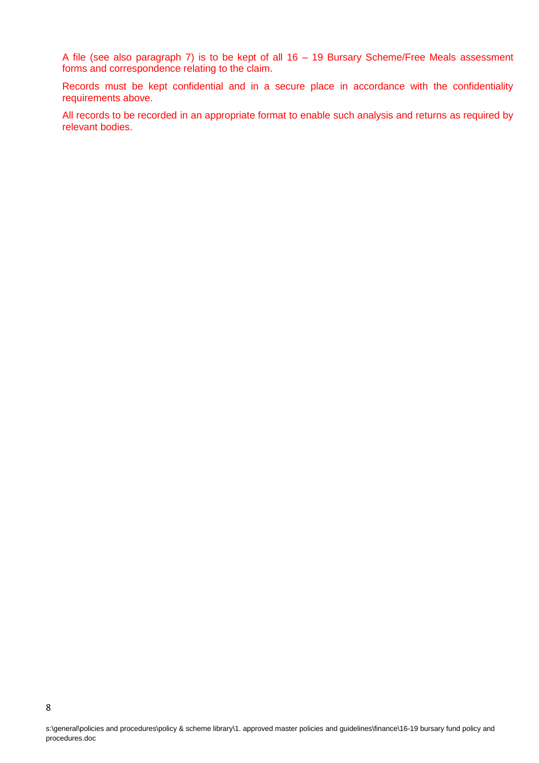A file (see also paragraph 7) is to be kept of all 16 – 19 Bursary Scheme/Free Meals assessment forms and correspondence relating to the claim.

Records must be kept confidential and in a secure place in accordance with the confidentiality requirements above.

All records to be recorded in an appropriate format to enable such analysis and returns as required by relevant bodies.